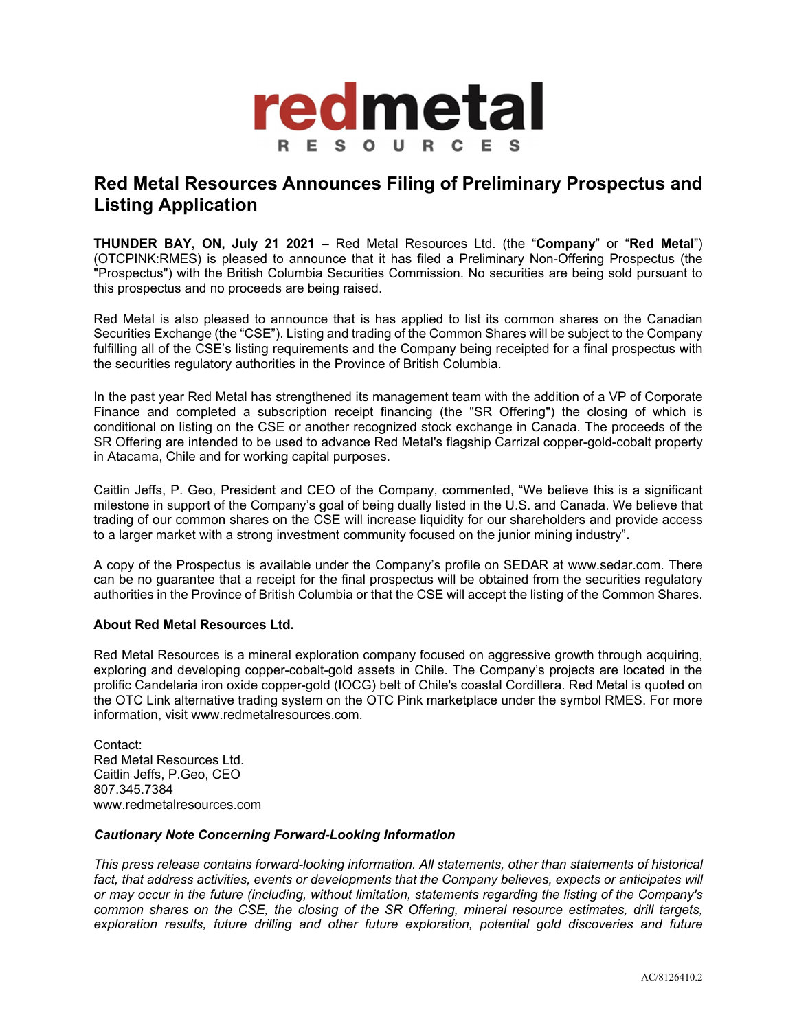# Red Metal Resources Announces Filing of Preliminary Prospectus and Listing Application

**THUNDER BAY, ON, July 21 2021 –** Red Metal Resources Ltd. (the "**Company**" or "**Red Metal**") (OTCPINK:RMES) is pleased to announce that it has filed a Preliminary Non-Offering Prospectus (the "Prospectus") with the British Columbia Securities Commission. No securities are being sold pursuant to this prospectus and no proceeds are being raised.

Red Metal is also pleased to announce that is has applied to list its common shares on the Canadian Securities Exchange (the "CSE"). Listing and trading of the Common Shares will be subject to the Company fulfilling all of the CSE's listing requirements and the Company being receipted for a final prospectus with the securities regulatory authorities in the Province of British Columbia.

In the past year Red Metal has strengthened its management team with the addition of a VP of Corporate Finance and completed a subscription receipt financing (the "SR Offering") the closing of which is conditional on listing on the CSE or another recognized stock exchange in Canada. The proceeds of the SR Offering are intended to be used to advance Red Metal's flagship Carrizal copper-gold-cobalt property in Atacama, Chile and for working capital purposes.

Caitlin Jeffs, P. Geo, President and CEO of the Company, commented, "We believe this is a significant milestone in support of the Company's goal of being dually listed in the U.S. and Canada. We believe that trading of our common shares on the CSE will increase liquidity for our shareholders and provide access to a larger market with a strong investment community focused on the junior mining industry"**.**

A copy of the Prospectus is available under the Company's profile on SEDAR at www.sedar.com. There can be no guarantee that a receipt for the final prospectus will be obtained from the securities regulatory authorities in the Province of British Columbia or that the CSE will accept the listing of the Common Shares.

**About Red Metal Resources Ltd.**

Red Metal Resources is a mineral exploration company focused on aggressive growth through acquiring, exploring and developing copper-cobalt-gold assets in Chile. The Company's projects are located in the prolific Candelaria iron oxide copper-gold (IOCG) belt of Chile's coastal Cordillera. Red Metal is quoted on the OTC Link alternative trading system on the OTC Pink marketplace under the symbol RMES. For more information, visit www.redmetalresources.com.

Contact:  
Red Metal Resources Ltd.  
Caitlin Jeffs, P.Geo, CEO  
807.345.7384  
www.redmetalresources.com

***Cautionary Note Concerning Forward-Looking Information***

*This press release contains forward-looking information. All statements, other than statements of historical fact, that address activities, events or developments that the Company believes, expects or anticipates will or may occur in the future (including, without limitation, statements regarding the listing of the Company's common shares on the CSE, the closing of the SR Offering, mineral resource estimates, drill targets, exploration results, future drilling and other future exploration, potential gold discoveries and future*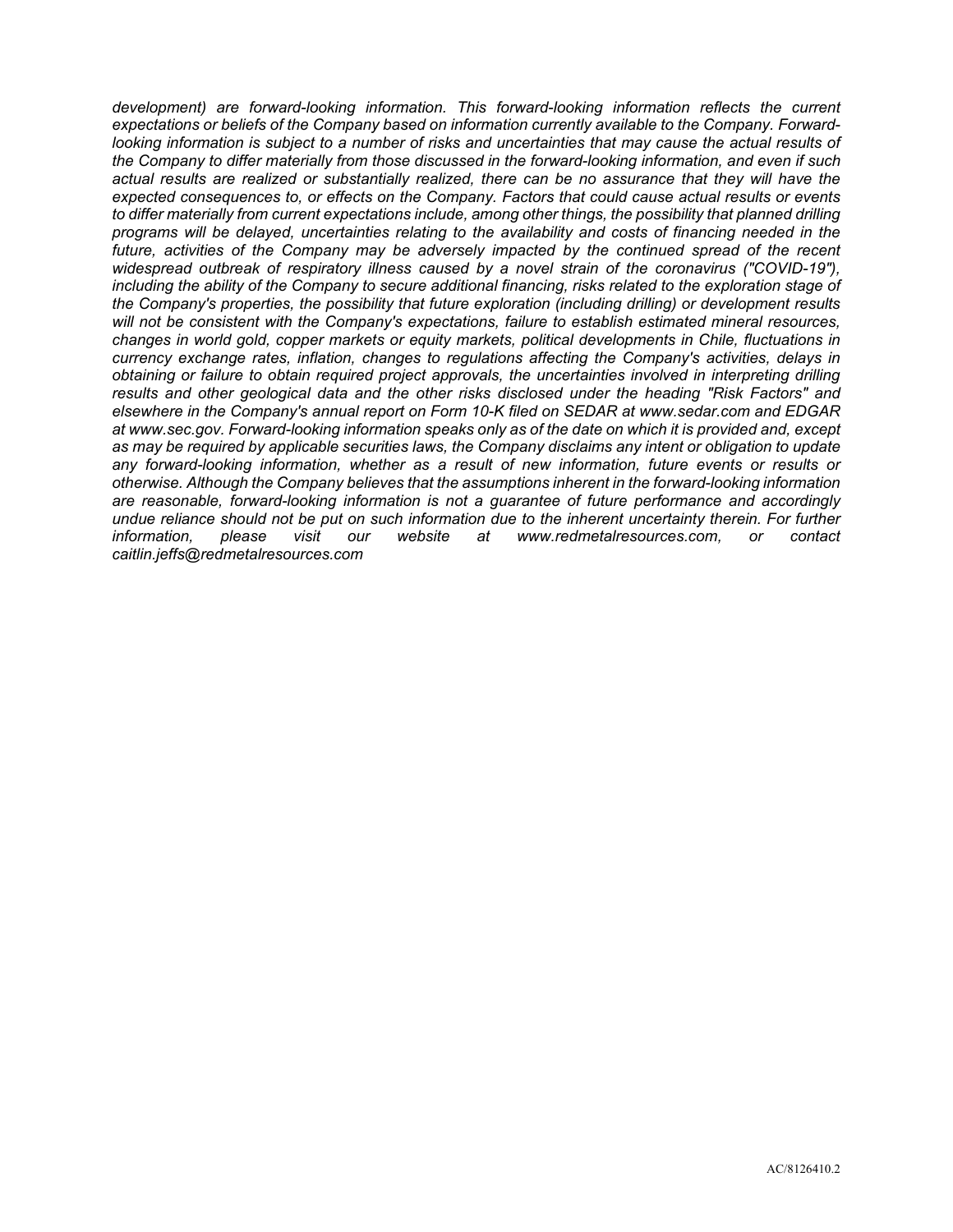*development) are forward-looking information. This forward-looking information reflects the current expectations or beliefs of the Company based on information currently available to the Company. Forward-looking information is subject to a number of risks and uncertainties that may cause the actual results of the Company to differ materially from those discussed in the forward-looking information, and even if such actual results are realized or substantially realized, there can be no assurance that they will have the expected consequences to, or effects on the Company. Factors that could cause actual results or events to differ materially from current expectations include, among other things, the possibility that planned drilling programs will be delayed, uncertainties relating to the availability and costs of financing needed in the future, activities of the Company may be adversely impacted by the continued spread of the recent widespread outbreak of respiratory illness caused by a novel strain of the coronavirus ("COVID-19"), including the ability of the Company to secure additional financing, risks related to the exploration stage of the Company's properties, the possibility that future exploration (including drilling) or development results will not be consistent with the Company's expectations, failure to establish estimated mineral resources, changes in world gold, copper markets or equity markets, political developments in Chile, fluctuations in currency exchange rates, inflation, changes to regulations affecting the Company's activities, delays in obtaining or failure to obtain required project approvals, the uncertainties involved in interpreting drilling results and other geological data and the other risks disclosed under the heading "Risk Factors" and elsewhere in the Company's annual report on Form 10-K filed on SEDAR at www.sedar.com and EDGAR at www.sec.gov. Forward-looking information speaks only as of the date on which it is provided and, except as may be required by applicable securities laws, the Company disclaims any intent or obligation to update any forward-looking information, whether as a result of new information, future events or results or otherwise. Although the Company believes that the assumptions inherent in the forward-looking information are reasonable, forward-looking information is not a guarantee of future performance and accordingly undue reliance should not be put on such information due to the inherent uncertainty therein. For further information, please visit our website at www.redmetalresources.com, or contact caitlin.jeffs@redmetalresources.com*

AC/8126410.2